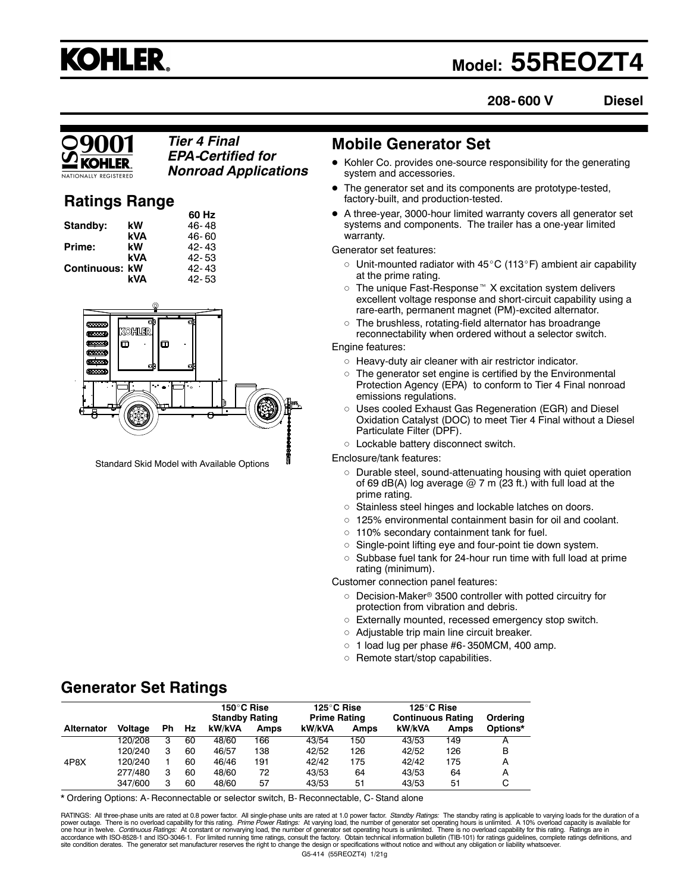# KOHLER.

# Model: 55REOZT4

**208-600 V** **Diesel**

ISO 9001 KOHLER. NATIONALLY REGISTERED

***Tier 4 Final EPA-Certified for Nonroad Applications***

## Ratings Range

| | | 60 Hz |
|---|---|---|
| **Standby:** | **kW** | 46-48 |
| | **kVA** | 46-60 |
| **Prime:** | **kW** | 42-43 |
| | **kVA** | 42-53 |
| **Continuous:** | **kW** | 42-43 |
| | **kVA** | 42-53 |

Standard Skid Model with Available Options

## Mobile Generator Set

- Kohler Co. provides one-source responsibility for the generating system and accessories.
- The generator set and its components are prototype-tested, factory-built, and production-tested.
- A three-year, 3000-hour limited warranty covers all generator set systems and components. The trailer has a one-year limited warranty.

Generator set features:

- Unit-mounted radiator with 45°C (113°F) ambient air capability at the prime rating.
- The unique Fast-Response™ X excitation system delivers excellent voltage response and short-circuit capability using a rare-earth, permanent magnet (PM)-excited alternator.
- The brushless, rotating-field alternator has broadrange reconnectability when ordered without a selector switch.

Engine features:

- Heavy-duty air cleaner with air restrictor indicator.
- The generator set engine is certified by the Environmental Protection Agency (EPA) to conform to Tier 4 Final nonroad emissions regulations.
- Uses cooled Exhaust Gas Regeneration (EGR) and Diesel Oxidation Catalyst (DOC) to meet Tier 4 Final without a Diesel Particulate Filter (DPF).
- Lockable battery disconnect switch.

Enclosure/tank features:

- Durable steel, sound-attenuating housing with quiet operation of 69 dB(A) log average @ 7 m (23 ft.) with full load at the prime rating.
- Stainless steel hinges and lockable latches on doors.
- 125% environmental containment basin for oil and coolant.
- 110% secondary containment tank for fuel.
- Single-point lifting eye and four-point tie down system.
- Subbase fuel tank for 24-hour run time with full load at prime rating (minimum).

Customer connection panel features:

- Decision-Maker® 3500 controller with potted circuitry for protection from vibration and debris.
- Externally mounted, recessed emergency stop switch.
- Adjustable trip main line circuit breaker.
- 1 load lug per phase #6-350MCM, 400 amp.
- Remote start/stop capabilities.

## Generator Set Ratings

| | | | | 150°C Rise Standby Rating | | 125°C Rise Prime Rating | | 125°C Rise Continuous Rating | | |
|---|---|---|---|---|---|---|---|---|---|---|
| **Alternator** | **Voltage** | **Ph** | **Hz** | **kW/kVA** | **Amps** | **kW/kVA** | **Amps** | **kW/kVA** | **Amps** | **Ordering Options*** |
| | 120/208 | 3 | 60 | 48/60 | 166 | 43/54 | 150 | 43/53 | 149 | A |
| | 120/240 | 3 | 60 | 46/57 | 138 | 42/52 | 126 | 42/52 | 126 | B |
| 4P8X | 120/240 | 1 | 60 | 46/46 | 191 | 42/42 | 175 | 42/42 | 175 | A |
| | 277/480 | 3 | 60 | 48/60 | 72 | 43/53 | 64 | 43/53 | 64 | A |
| | 347/600 | 3 | 60 | 48/60 | 57 | 43/53 | 51 | 43/53 | 51 | C |

**\*** Ordering Options: A- Reconnectable or selector switch, B- Reconnectable, C- Stand alone

RATINGS: All three-phase units are rated at 0.8 power factor. All single-phase units are rated at 1.0 power factor. *Standby Ratings:* The standby rating is applicable to varying loads for the duration of a power outage. There is no overload capability for this rating. *Prime Power Ratings:* At varying load, the number of generator set operating hours is unlimited. A 10% overload capacity is available for one hour in twelve. *Continuous Ratings:* At constant or nonvarying load, the number of generator set operating hours is unlimited. There is no overload capability for this rating. Ratings are in accordance with ISO-8528-1 and ISO-3046-1. For limited running time ratings, consult the factory. Obtain technical information bulletin (TIB-101) for ratings guidelines, complete ratings definitions, and site condition derates. The generator set manufacturer reserves the right to change the design or specifications without notice and without any obligation or liability whatsoever.

G5-414 (55REOZT4) 1/21g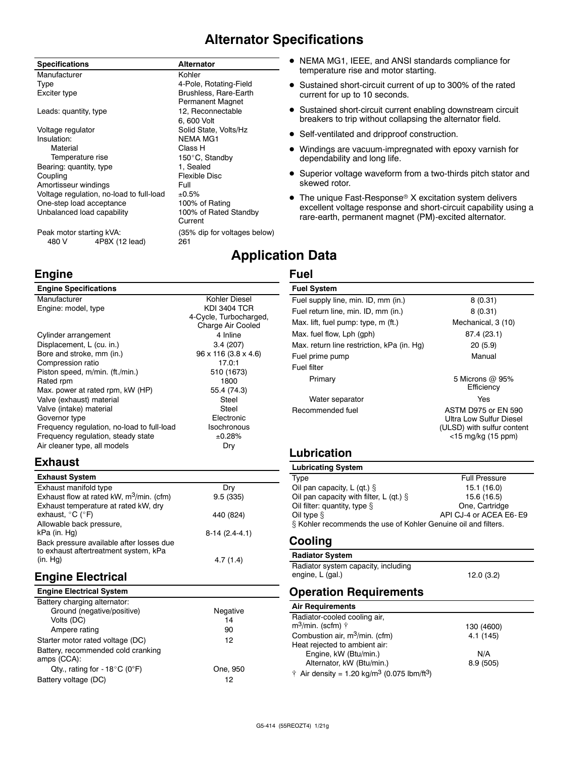# Alternator Specifications

| Specifications | Alternator |
|---|---|
| Manufacturer | Kohler |
| Type | 4-Pole, Rotating-Field |
| Exciter type | Brushless, Rare-Earth Permanent Magnet |
| Leads: quantity, type | 12, Reconnectable 6, 600 Volt |
| Voltage regulator | Solid State, Volts/Hz |
| Insulation: | NEMA MG1 |
| Material | Class H |
| Temperature rise | 150°C, Standby |
| Bearing: quantity, type | 1, Sealed |
| Coupling | Flexible Disc |
| Amortisseur windings | Full |
| Voltage regulation, no-load to full-load | ±0.5% |
| One-step load acceptance | 100% of Rating |
| Unbalanced load capability | 100% of Rated Standby Current |
| Peak motor starting kVA: | (35% dip for voltages below) |
| 480 V 4P8X (12 lead) | 261 |

- NEMA MG1, IEEE, and ANSI standards compliance for temperature rise and motor starting.
- Sustained short-circuit current of up to 300% of the rated current for up to 10 seconds.
- Sustained short-circuit current enabling downstream circuit breakers to trip without collapsing the alternator field.
- Self-ventilated and dripproof construction.
- Windings are vacuum-impregnated with epoxy varnish for dependability and long life.
- Superior voltage waveform from a two-thirds pitch stator and skewed rotor.
- The unique Fast-Response® X excitation system delivers excellent voltage response and short-circuit capability using a rare-earth, permanent magnet (PM)-excited alternator.

# Application Data

## Engine

| Engine Specifications | |
|---|---|
| Manufacturer | Kohler Diesel |
| Engine: model, type | KDI 3404 TCR 4-Cycle, Turbocharged, Charge Air Cooled |
| Cylinder arrangement | 4 Inline |
| Displacement, L (cu. in.) | 3.4 (207) |
| Bore and stroke, mm (in.) | 96 x 116 (3.8 x 4.6) |
| Compression ratio | 17.0:1 |
| Piston speed, m/min. (ft./min.) | 510 (1673) |
| Rated rpm | 1800 |
| Max. power at rated rpm, kW (HP) | 55.4 (74.3) |
| Valve (exhaust) material | Steel |
| Valve (intake) material | Steel |
| Governor type | Electronic |
| Frequency regulation, no-load to full-load | Isochronous |
| Frequency regulation, steady state | ±0.28% |
| Air cleaner type, all models | Dry |

## Exhaust

| Exhaust System | |
|---|---|
| Exhaust manifold type | Dry |
| Exhaust flow at rated kW, $m^3$/min. (cfm) | 9.5 (335) |
| Exhaust temperature at rated kW, dry exhaust, °C (°F) | 440 (824) |
| Allowable back pressure, kPa (in. Hg) | 8-14 (2.4-4.1) |
| Back pressure available after losses due to exhaust aftertreatment system, kPa (in. Hg) | 4.7 (1.4) |

## Engine Electrical

| Engine Electrical System | |
|---|---|
| Battery charging alternator: | |
| Ground (negative/positive) | Negative |
| Volts (DC) | 14 |
| Ampere rating | 90 |
| Starter motor rated voltage (DC) | 12 |
| Battery, recommended cold cranking amps (CCA): | |
| Qty., rating for -18°C (0°F) | One, 950 |
| Battery voltage (DC) | 12 |

## Fuel

| Fuel System | |
|---|---|
| Fuel supply line, min. ID, mm (in.) | 8 (0.31) |
| Fuel return line, min. ID, mm (in.) | 8 (0.31) |
| Max. lift, fuel pump: type, m (ft.) | Mechanical, 3 (10) |
| Max. fuel flow, Lph (gph) | 87.4 (23.1) |
| Max. return line restriction, kPa (in. Hg) | 20 (5.9) |
| Fuel prime pump | Manual |
| Fuel filter | |
| Primary | 5 Microns @ 95% Efficiency |
| Water separator | Yes |
| Recommended fuel | ASTM D975 or EN 590 Ultra Low Sulfur Diesel (ULSD) with sulfur content <15 mg/kg (15 ppm) |

## Lubrication

| Lubricating System | |
|---|---|
| Type | Full Pressure |
| Oil pan capacity, L (qt.) § | 15.1 (16.0) |
| Oil pan capacity with filter, L (qt.) § | 15.6 (16.5) |
| Oil filter: quantity, type § | One, Cartridge |
| Oil type § | API CJ-4 or ACEA E6- E9 |

§ Kohler recommends the use of Kohler Genuine oil and filters.

## Cooling

| Radiator System | |
|---|---|
| Radiator system capacity, including engine, L (gal.) | 12.0 (3.2) |

## Operation Requirements

| Air Requirements | |
|---|---|
| Radiator-cooled cooling air, $m^3$/min. (scfm) † | 130 (4600) |
| Combustion air, $m^3$/min. (cfm) | 4.1 (145) |
| Heat rejected to ambient air: | |
| Engine, kW (Btu/min.) | N/A |
| Alternator, kW (Btu/min.) | 8.9 (505) |

† Air density = 1.20 kg/$m^3$ (0.075 lbm/$ft^3$)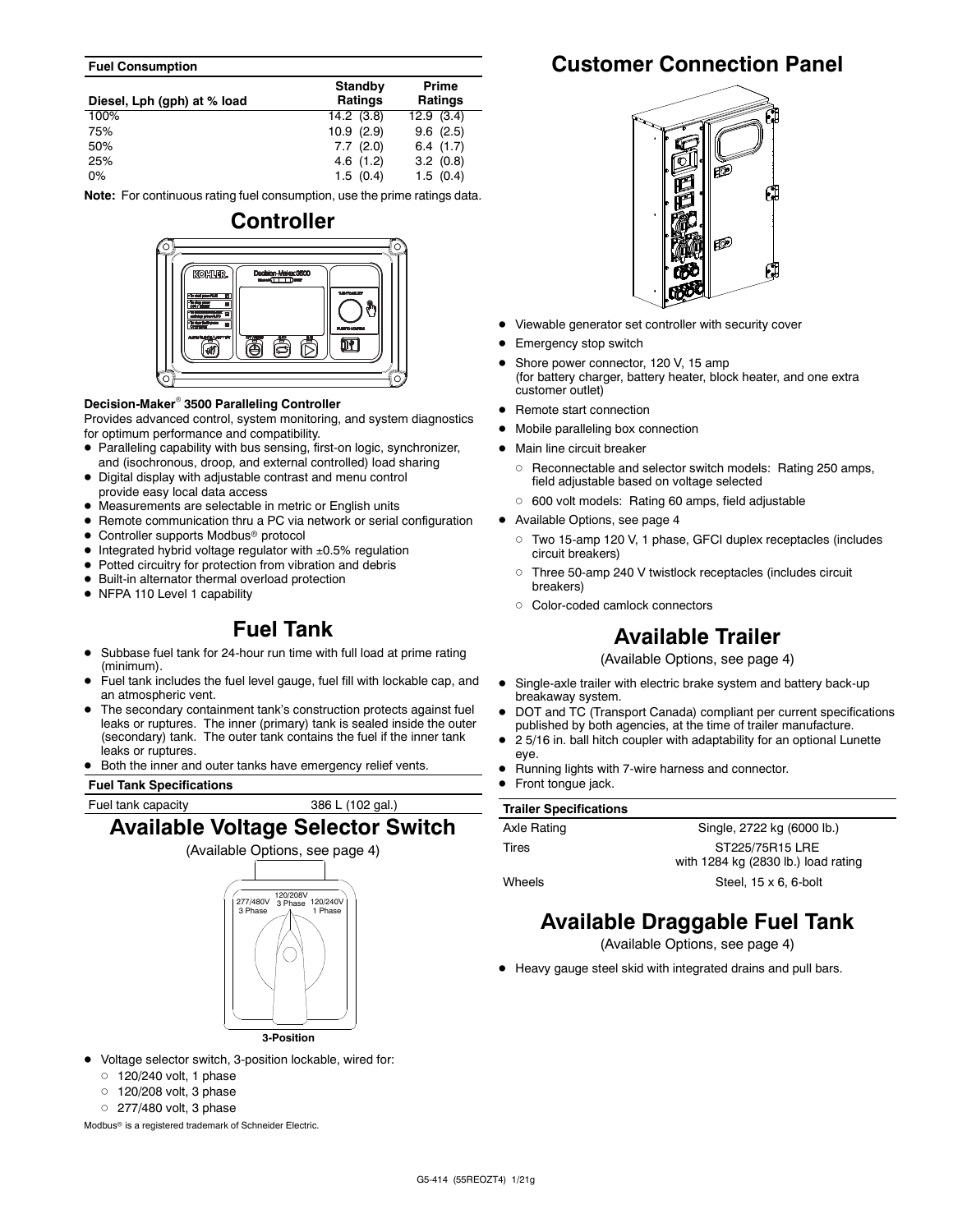**Fuel Consumption**

| Diesel, Lph (gph) at % load | Standby Ratings | Prime Ratings |
|---|---|---|
| 100% | 14.2 (3.8) | 12.9 (3.4) |
| 75% | 10.9 (2.9) | 9.6 (2.5) |
| 50% | 7.7 (2.0) | 6.4 (1.7) |
| 25% | 4.6 (1.2) | 3.2 (0.8) |
| 0% | 1.5 (0.4) | 1.5 (0.4) |

**Note:** For continuous rating fuel consumption, use the prime ratings data.

## Controller

**Decision-Maker® 3500 Paralleling Controller**

Provides advanced control, system monitoring, and system diagnostics for optimum performance and compatibility.

- Paralleling capability with bus sensing, first-on logic, synchronizer, and (isochronous, droop, and external controlled) load sharing
- Digital display with adjustable contrast and menu control provide easy local data access
- Measurements are selectable in metric or English units
- Remote communication thru a PC via network or serial configuration
- Controller supports Modbus® protocol
- Integrated hybrid voltage regulator with ±0.5% regulation
- Potted circuitry for protection from vibration and debris
- Built-in alternator thermal overload protection
- NFPA 110 Level 1 capability

## Fuel Tank

- Subbase fuel tank for 24-hour run time with full load at prime rating (minimum).
- Fuel tank includes the fuel level gauge, fuel fill with lockable cap, and an atmospheric vent.
- The secondary containment tank's construction protects against fuel leaks or ruptures. The inner (primary) tank is sealed inside the outer (secondary) tank. The outer tank contains the fuel if the inner tank leaks or ruptures.
- Both the inner and outer tanks have emergency relief vents.

| Fuel Tank Specifications | |
|---|---|
| Fuel tank capacity | 386 L (102 gal.) |

## Available Voltage Selector Switch

(Available Options, see page 4)

3-Position

- Voltage selector switch, 3-position lockable, wired for:
  - 120/240 volt, 1 phase
  - 120/208 volt, 3 phase
  - 277/480 volt, 3 phase

Modbus® is a registered trademark of Schneider Electric.

## Customer Connection Panel

- Viewable generator set controller with security cover
- Emergency stop switch
- Shore power connector, 120 V, 15 amp (for battery charger, battery heater, block heater, and one extra customer outlet)
- Remote start connection
- Mobile paralleling box connection
- Main line circuit breaker
  - Reconnectable and selector switch models: Rating 250 amps, field adjustable based on voltage selected
  - 600 volt models: Rating 60 amps, field adjustable
- Available Options, see page 4
  - Two 15-amp 120 V, 1 phase, GFCI duplex receptacles (includes circuit breakers)
  - Three 50-amp 240 V twistlock receptacles (includes circuit breakers)
  - Color-coded camlock connectors

## Available Trailer

(Available Options, see page 4)

- Single-axle trailer with electric brake system and battery back-up breakaway system.
- DOT and TC (Transport Canada) compliant per current specifications published by both agencies, at the time of trailer manufacture.
- 2 5/16 in. ball hitch coupler with adaptability for an optional Lunette eye.
- Running lights with 7-wire harness and connector.
- Front tongue jack.

| Trailer Specifications | |
|---|---|
| Axle Rating | Single, 2722 kg (6000 lb.) |
| Tires | ST225/75R15 LRE with 1284 kg (2830 lb.) load rating |
| Wheels | Steel, 15 x 6, 6-bolt |

## Available Draggable Fuel Tank

(Available Options, see page 4)

- Heavy gauge steel skid with integrated drains and pull bars.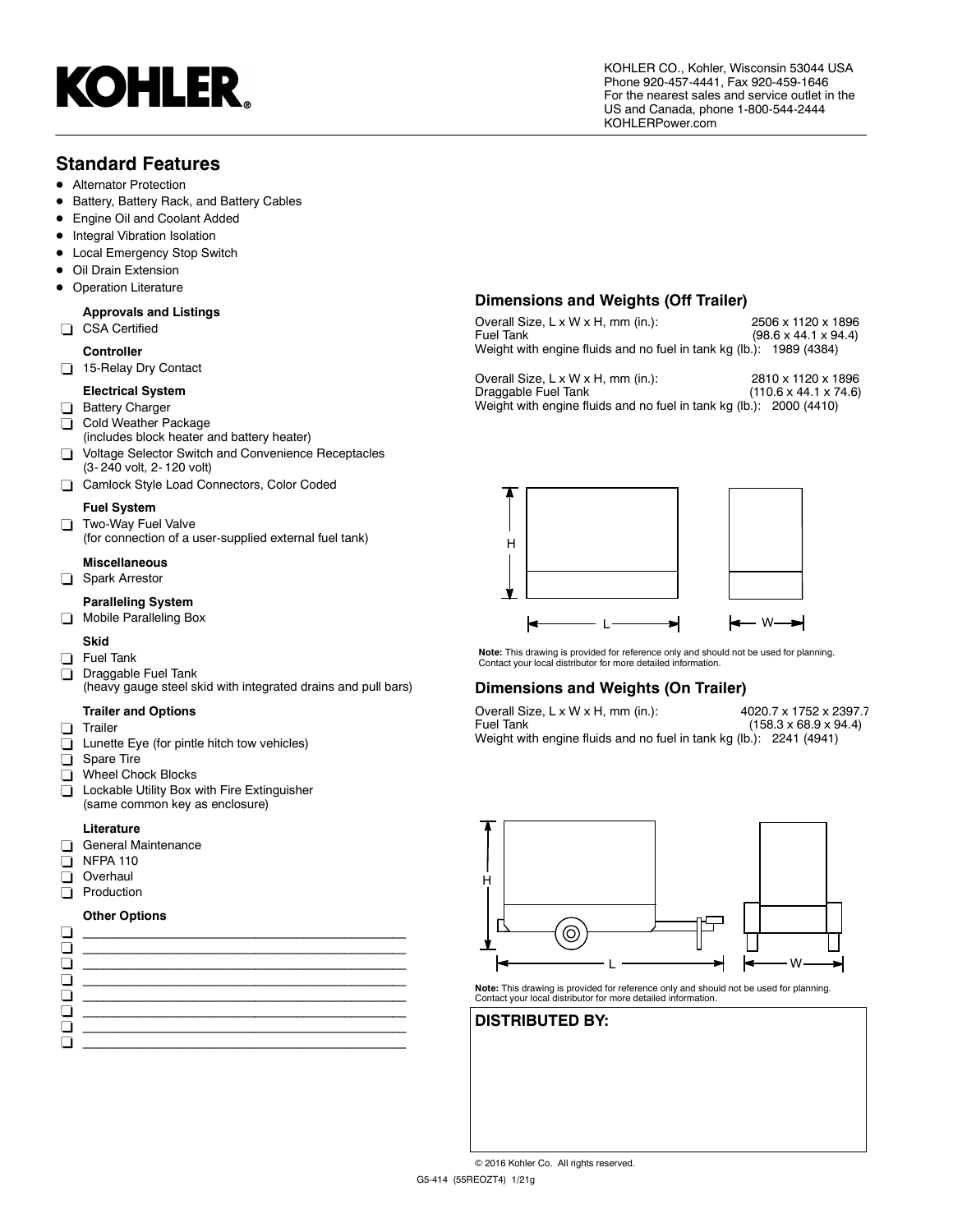KOHLER CO., Kohler, Wisconsin 53044 USA
Phone 920-457-4441, Fax 920-459-1646
For the nearest sales and service outlet in the US and Canada, phone 1-800-544-2444
KOHLERPower.com

## Standard Features

- Alternator Protection
- Battery, Battery Rack, and Battery Cables
- Engine Oil and Coolant Added
- Integral Vibration Isolation
- Local Emergency Stop Switch
- Oil Drain Extension
- Operation Literature

**Approvals and Listings**

- ❑ CSA Certified

**Controller**

- ❑ 15-Relay Dry Contact

**Electrical System**

- ❑ Battery Charger
- ❑ Cold Weather Package (includes block heater and battery heater)
- ❑ Voltage Selector Switch and Convenience Receptacles (3- 240 volt, 2- 120 volt)
- ❑ Camlock Style Load Connectors, Color Coded

**Fuel System**

- ❑ Two-Way Fuel Valve (for connection of a user-supplied external fuel tank)

**Miscellaneous**

- ❑ Spark Arrestor

**Paralleling System**

- ❑ Mobile Paralleling Box

**Skid**

- ❑ Fuel Tank
- ❑ Draggable Fuel Tank (heavy gauge steel skid with integrated drains and pull bars)

**Trailer and Options**

- ❑ Trailer
- ❑ Lunette Eye (for pintle hitch tow vehicles)
- ❑ Spare Tire
- ❑ Wheel Chock Blocks
- ❑ Lockable Utility Box with Fire Extinguisher (same common key as enclosure)

**Literature**

- ❑ General Maintenance
- ❑ NFPA 110
- ❑ Overhaul
- ❑ Production

**Other Options**

- ❑ ____________________________________________
- ❑ ____________________________________________
- ❑ ____________________________________________
- ❑ ____________________________________________
- ❑ ____________________________________________
- ❑ ____________________________________________
- ❑ ____________________________________________
- ❑ ____________________________________________

## Dimensions and Weights (Off Trailer)

Overall Size, L x W x H, mm (in.): 2506 x 1120 x 1896
Fuel Tank (98.6 x 44.1 x 94.4)
Weight with engine fluids and no fuel in tank kg (lb.): 1989 (4384)

Overall Size, L x W x H, mm (in.): 2810 x 1120 x 1896
Draggable Fuel Tank (110.6 x 44.1 x 74.6)
Weight with engine fluids and no fuel in tank kg (lb.): 2000 (4410)

H

L

W

**Note:** This drawing is provided for reference only and should not be used for planning. Contact your local distributor for more detailed information.

## Dimensions and Weights (On Trailer)

Overall Size, L x W x H, mm (in.): 4020.7 x 1752 x 2397.7
Fuel Tank (158.3 x 68.9 x 94.4)
Weight with engine fluids and no fuel in tank kg (lb.): 2241 (4941)

H

L

W

**Note:** This drawing is provided for reference only and should not be used for planning. Contact your local distributor for more detailed information.

**DISTRIBUTED BY:**

© 2016 Kohler Co. All rights reserved.

G5-414 (55REOZT4) 1/21g